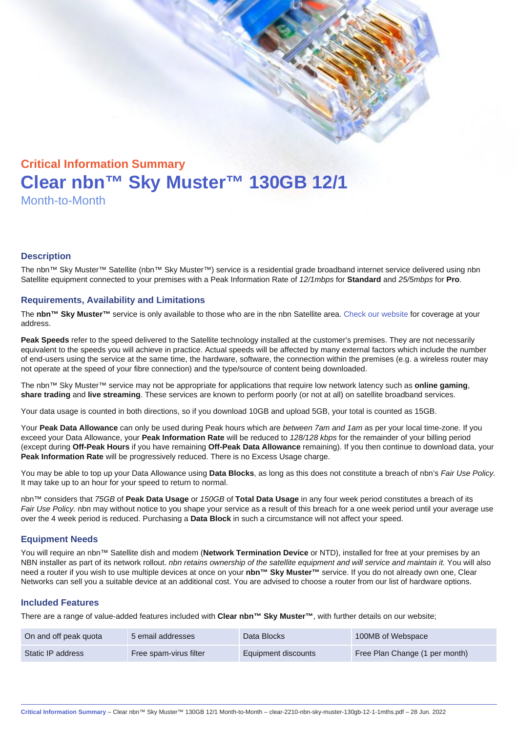## Critical Information Summary

# Clear nbn™ Sky Muster™ 130GB 12/1

Month-to-Month

### Description

The nbn™ Sky Muster™ Satellite (nbn™ Sky Muster™) service is a residential grade broadband internet service delivered using nbn Satellite equipment connected to your premises with a Peak Information Rate of *12/1mbps* for **Standard** and *25/5mbps* for **Pro**.

### Requirements, Availability and Limitations

The **nbn™ Sky Muster™** service is only available to those who are in the nbn Satellite area. Check our website for coverage at your address.

**Peak Speeds** refer to the speed delivered to the Satellite technology installed at the customer's premises. They are not necessarily equivalent to the speeds you will achieve in practice. Actual speeds will be affected by many external factors which include the number of end-users using the service at the same time, the hardware, software, the connection within the premises (e.g. a wireless router may not operate at the speed of your fibre connection) and the type/source of content being downloaded.

The nbn™ Sky Muster™ service may not be appropriate for applications that require low network latency such as **online gaming**, **share trading** and **live streaming**. These services are known to perform poorly (or not at all) on satellite broadband services.

Your data usage is counted in both directions, so if you download 10GB and upload 5GB, your total is counted as 15GB.

Your **Peak Data Allowance** can only be used during Peak hours which are *between 7am and 1am* as per your local time-zone. If you exceed your Data Allowance, your **Peak Information Rate** will be reduced to *128/128 kbps* for the remainder of your billing period (except during **Off-Peak Hours** if you have remaining **Off-Peak Data Allowance** remaining). If you then continue to download data, your **Peak Information Rate** will be progressively reduced. There is no Excess Usage charge.

You may be able to top up your Data Allowance using **Data Blocks**, as long as this does not constitute a breach of nbn's *Fair Use Policy*. It may take up to an hour for your speed to return to normal.

nbn™ considers that *75GB* of **Peak Data Usage** or *150GB* of **Total Data Usage** in any four week period constitutes a breach of its *Fair Use Policy.* nbn may without notice to you shape your service as a result of this breach for a one week period until your average use over the 4 week period is reduced. Purchasing a **Data Block** in such a circumstance will not affect your speed.

### Equipment Needs

You will require an nbn™ Satellite dish and modem (**Network Termination Device** or NTD), installed for free at your premises by an NBN installer as part of its network rollout. *nbn retains ownership of the satellite equipment and will service and maintain it.* You will also need a router if you wish to use multiple devices at once on your **nbn™ Sky Muster™** service. If you do not already own one, Clear Networks can sell you a suitable device at an additional cost. You are advised to choose a router from our list of hardware options.

### Included Features

There are a range of value-added features included with **Clear nbn™ Sky Muster™**, with further details on our website;

| | | | |
|---|---|---|---|
| On and off peak quota | 5 email addresses | Data Blocks | 100MB of Webspace |
| Static IP address | Free spam-virus filter | Equipment discounts | Free Plan Change (1 per month) |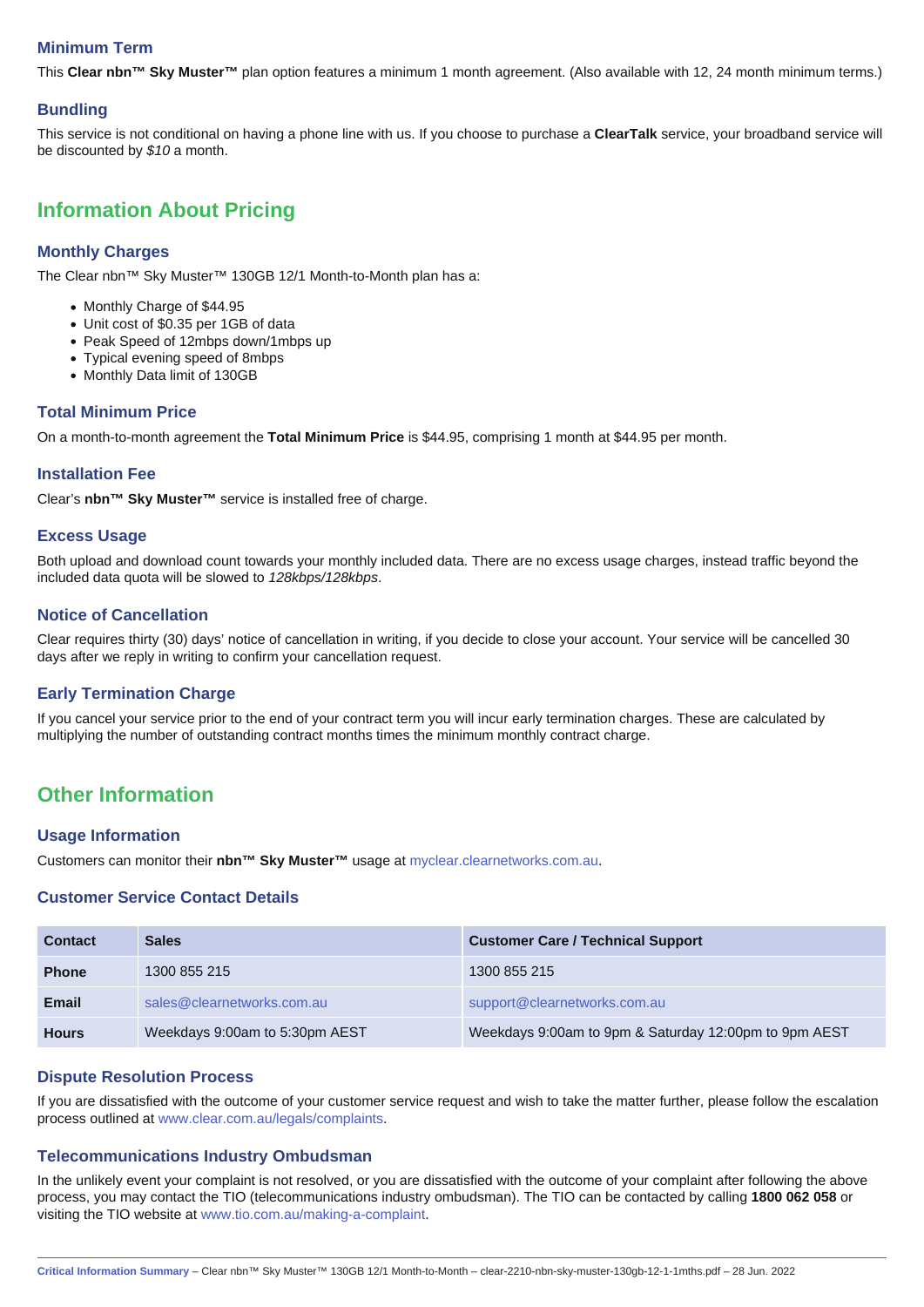### Minimum Term

This **Clear nbn™ Sky Muster™** plan option features a minimum 1 month agreement. (Also available with 12, 24 month minimum terms.)

### Bundling

This service is not conditional on having a phone line with us. If you choose to purchase a **ClearTalk** service, your broadband service will be discounted by *$10* a month.

## Information About Pricing

### Monthly Charges

The Clear nbn™ Sky Muster™ 130GB 12/1 Month-to-Month plan has a:

- Monthly Charge of $44.95
- Unit cost of $0.35 per 1GB of data
- Peak Speed of 12mbps down/1mbps up
- Typical evening speed of 8mbps
- Monthly Data limit of 130GB

### Total Minimum Price

On a month-to-month agreement the **Total Minimum Price** is $44.95, comprising 1 month at $44.95 per month.

### Installation Fee

Clear's **nbn™ Sky Muster™** service is installed free of charge.

### Excess Usage

Both upload and download count towards your monthly included data. There are no excess usage charges, instead traffic beyond the included data quota will be slowed to *128kbps/128kbps*.

### Notice of Cancellation

Clear requires thirty (30) days' notice of cancellation in writing, if you decide to close your account. Your service will be cancelled 30 days after we reply in writing to confirm your cancellation request.

### Early Termination Charge

If you cancel your service prior to the end of your contract term you will incur early termination charges. These are calculated by multiplying the number of outstanding contract months times the minimum monthly contract charge.

## Other Information

### Usage Information

Customers can monitor their **nbn™ Sky Muster™** usage at myclear.clearnetworks.com.au.

### Customer Service Contact Details

| Contact | Sales | Customer Care / Technical Support |
|---|---|---|
| **Phone** | 1300 855 215 | 1300 855 215 |
| **Email** | sales@clearnetworks.com.au | support@clearnetworks.com.au |
| **Hours** | Weekdays 9:00am to 5:30pm AEST | Weekdays 9:00am to 9pm & Saturday 12:00pm to 9pm AEST |

### Dispute Resolution Process

If you are dissatisfied with the outcome of your customer service request and wish to take the matter further, please follow the escalation process outlined at www.clear.com.au/legals/complaints.

### Telecommunications Industry Ombudsman

In the unlikely event your complaint is not resolved, or you are dissatisfied with the outcome of your complaint after following the above process, you may contact the TIO (telecommunications industry ombudsman). The TIO can be contacted by calling **1800 062 058** or visiting the TIO website at www.tio.com.au/making-a-complaint.